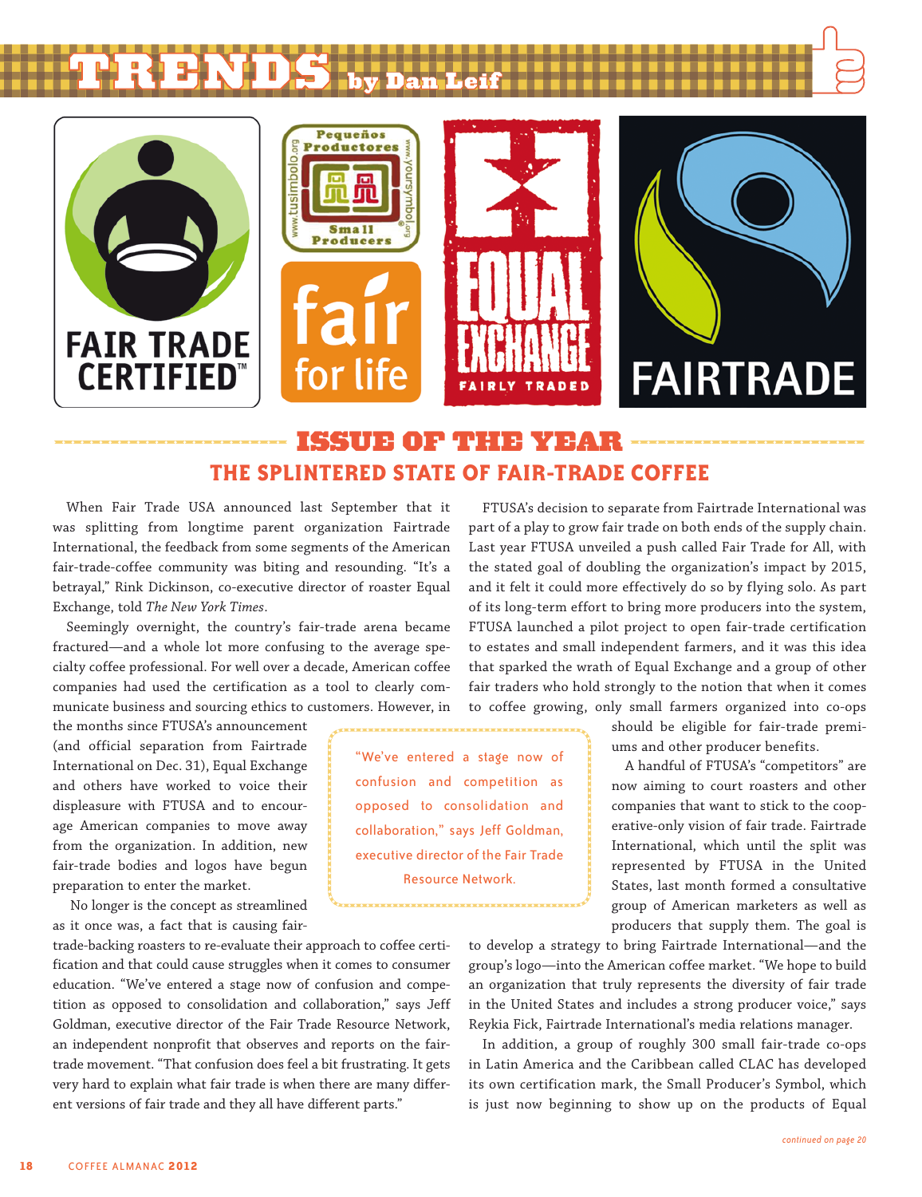# TRENDS by Dan Leif

## ISSUE OF THE YEAR

## THE SPLINTERED STATE OF FAIR-TRADE COFFEE

When Fair Trade USA announced last September that it was splitting from longtime parent organization Fairtrade International, the feedback from some segments of the American fair-trade-coffee community was biting and resounding. "It's a betrayal," Rink Dickinson, co-executive director of roaster Equal Exchange, told *The New York Times*.

Seemingly overnight, the country's fair-trade arena became fractured—and a whole lot more confusing to the average specialty coffee professional. For well over a decade, American coffee companies had used the certification as a tool to clearly communicate business and sourcing ethics to customers. However, in the months since FTUSA's announcement (and official separation from Fairtrade International on Dec. 31), Equal Exchange and others have worked to voice their displeasure with FTUSA and to encourage American companies to move away from the organization. In addition, new fair-trade bodies and logos have begun preparation to enter the market.

No longer is the concept as streamlined as it once was, a fact that is causing fair-trade-backing roasters to re-evaluate their approach to coffee certification and that could cause struggles when it comes to consumer education. "We've entered a stage now of confusion and competition as opposed to consolidation and collaboration," says Jeff Goldman, executive director of the Fair Trade Resource Network, an independent nonprofit that observes and reports on the fair-trade movement. "That confusion does feel a bit frustrating. It gets very hard to explain what fair trade is when there are many different versions of fair trade and they all have different parts."

> "We've entered a stage now of confusion and competition as opposed to consolidation and collaboration," says Jeff Goldman, executive director of the Fair Trade Resource Network.

FTUSA's decision to separate from Fairtrade International was part of a play to grow fair trade on both ends of the supply chain. Last year FTUSA unveiled a push called Fair Trade for All, with the stated goal of doubling the organization's impact by 2015, and it felt it could more effectively do so by flying solo. As part of its long-term effort to bring more producers into the system, FTUSA launched a pilot project to open fair-trade certification to estates and small independent farmers, and it was this idea that sparked the wrath of Equal Exchange and a group of other fair traders who hold strongly to the notion that when it comes to coffee growing, only small farmers organized into co-ops should be eligible for fair-trade premiums and other producer benefits.

A handful of FTUSA's "competitors" are now aiming to court roasters and other companies that want to stick to the cooperative-only vision of fair trade. Fairtrade International, which until the split was represented by FTUSA in the United States, last month formed a consultative group of American marketers as well as producers that supply them. The goal is to develop a strategy to bring Fairtrade International—and the group's logo—into the American coffee market. "We hope to build an organization that truly represents the diversity of fair trade in the United States and includes a strong producer voice," says Reykia Fick, Fairtrade International's media relations manager.

In addition, a group of roughly 300 small fair-trade co-ops in Latin America and the Caribbean called CLAC has developed its own certification mark, the Small Producer's Symbol, which is just now beginning to show up on the products of Equal

*continued on page 20*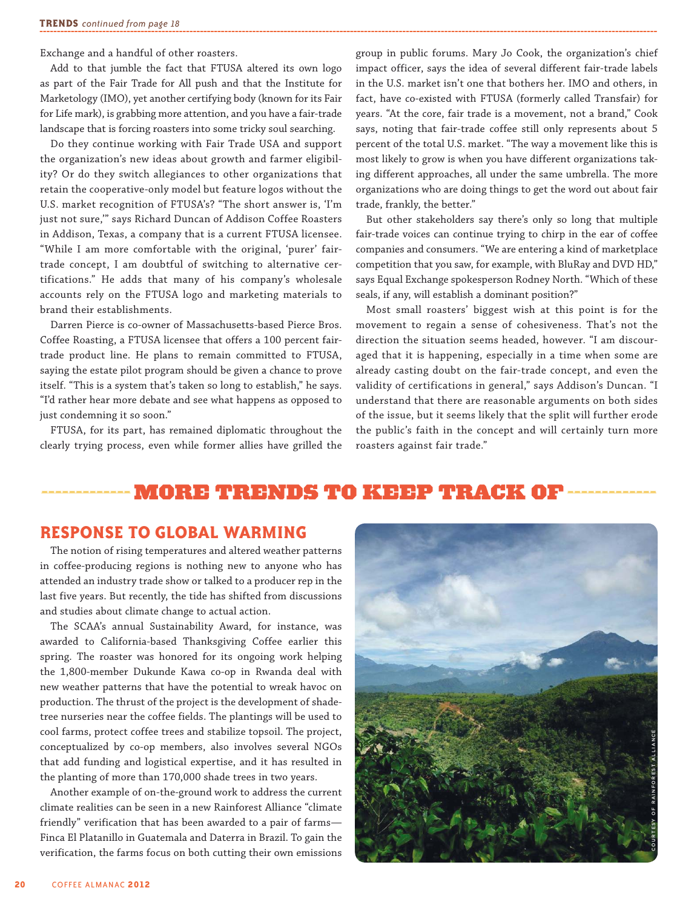Exchange and a handful of other roasters.

Add to that jumble the fact that FTUSA altered its own logo as part of the Fair Trade for All push and that the Institute for Marketology (IMO), yet another certifying body (known for its Fair for Life mark), is grabbing more attention, and you have a fair-trade landscape that is forcing roasters into some tricky soul searching.

Do they continue working with Fair Trade USA and support the organization's new ideas about growth and farmer eligibility? Or do they switch allegiances to other organizations that retain the cooperative-only model but feature logos without the U.S. market recognition of FTUSA's? "The short answer is, 'I'm just not sure,'" says Richard Duncan of Addison Coffee Roasters in Addison, Texas, a company that is a current FTUSA licensee. "While I am more comfortable with the original, 'purer' fair-trade concept, I am doubtful of switching to alternative certifications." He adds that many of his company's wholesale accounts rely on the FTUSA logo and marketing materials to brand their establishments.

Darren Pierce is co-owner of Massachusetts-based Pierce Bros. Coffee Roasting, a FTUSA licensee that offers a 100 percent fair-trade product line. He plans to remain committed to FTUSA, saying the estate pilot program should be given a chance to prove itself. "This is a system that's taken so long to establish," he says. "I'd rather hear more debate and see what happens as opposed to just condemning it so soon."

FTUSA, for its part, has remained diplomatic throughout the clearly trying process, even while former allies have grilled the group in public forums. Mary Jo Cook, the organization's chief impact officer, says the idea of several different fair-trade labels in the U.S. market isn't one that bothers her. IMO and others, in fact, have co-existed with FTUSA (formerly called Transfair) for years. "At the core, fair trade is a movement, not a brand," Cook says, noting that fair-trade coffee still only represents about 5 percent of the total U.S. market. "The way a movement like this is most likely to grow is when you have different organizations taking different approaches, all under the same umbrella. The more organizations who are doing things to get the word out about fair trade, frankly, the better."

But other stakeholders say there's only so long that multiple fair-trade voices can continue trying to chirp in the ear of coffee companies and consumers. "We are entering a kind of marketplace competition that you saw, for example, with BluRay and DVD HD," says Equal Exchange spokesperson Rodney North. "Which of these seals, if any, will establish a dominant position?"

Most small roasters' biggest wish at this point is for the movement to regain a sense of cohesiveness. That's not the direction the situation seems headed, however. "I am discouraged that it is happening, especially in a time when some are already casting doubt on the fair-trade concept, and even the validity of certifications in general," says Addison's Duncan. "I understand that there are reasonable arguments on both sides of the issue, but it seems likely that the split will further erode the public's faith in the concept and will certainly turn more roasters against fair trade."

# MORE TRENDS TO KEEP TRACK OF

## RESPONSE TO GLOBAL WARMING

The notion of rising temperatures and altered weather patterns in coffee-producing regions is nothing new to anyone who has attended an industry trade show or talked to a producer rep in the last five years. But recently, the tide has shifted from discussions and studies about climate change to actual action.

The SCAA's annual Sustainability Award, for instance, was awarded to California-based Thanksgiving Coffee earlier this spring. The roaster was honored for its ongoing work helping the 1,800-member Dukunde Kawa co-op in Rwanda deal with new weather patterns that have the potential to wreak havoc on production. The thrust of the project is the development of shade-tree nurseries near the coffee fields. The plantings will be used to cool farms, protect coffee trees and stabilize topsoil. The project, conceptualized by co-op members, also involves several NGOs that add funding and logistical expertise, and it has resulted in the planting of more than 170,000 shade trees in two years.

Another example of on-the-ground work to address the current climate realities can be seen in a new Rainforest Alliance "climate friendly" verification that has been awarded to a pair of farms—Finca El Platanillo in Guatemala and Daterra in Brazil. To gain the verification, the farms focus on both cutting their own emissions

COURTESY OF RAINFOREST ALLIANCE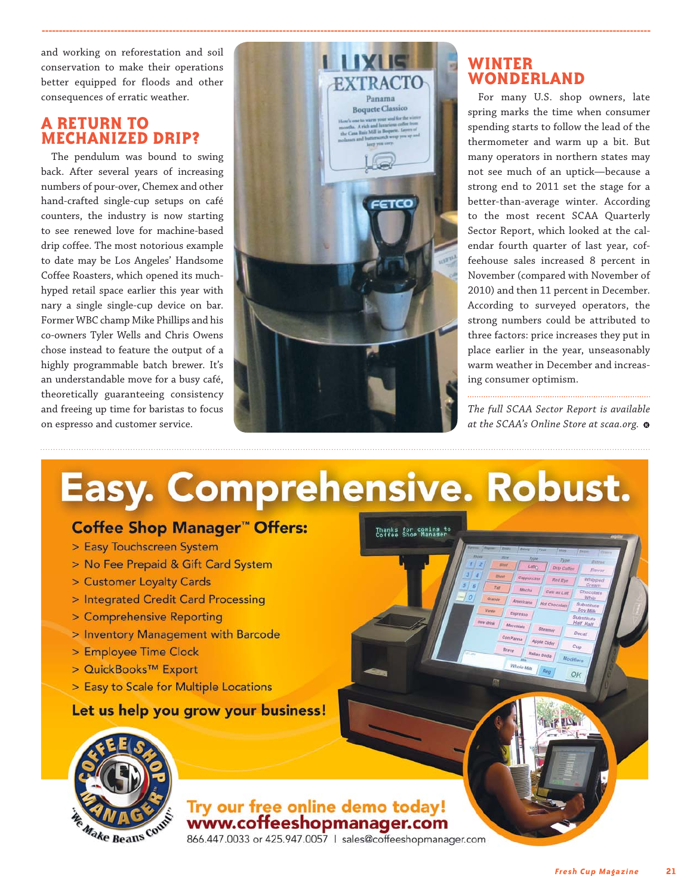and working on reforestation and soil conservation to make their operations better equipped for floods and other consequences of erratic weather.

## A RETURN TO MECHANIZED DRIP?

The pendulum was bound to swing back. After several years of increasing numbers of pour-over, Chemex and other hand-crafted single-cup setups on café counters, the industry is now starting to see renewed love for machine-based drip coffee. The most notorious example to date may be Los Angeles' Handsome Coffee Roasters, which opened its much-hyped retail space earlier this year with nary a single single-cup device on bar. Former WBC champ Mike Phillips and his co-owners Tyler Wells and Chris Owens chose instead to feature the output of a highly programmable batch brewer. It's an understandable move for a busy café, theoretically guaranteeing consistency and freeing up time for baristas to focus on espresso and customer service.

## WINTER WONDERLAND

For many U.S. shop owners, late spring marks the time when consumer spending starts to follow the lead of the thermometer and warm up a bit. But many operators in northern states may not see much of an uptick—because a strong end to 2011 set the stage for a better-than-average winter. According to the most recent SCAA Quarterly Sector Report, which looked at the calendar fourth quarter of last year, coffeehouse sales increased 8 percent in November (compared with November of 2010) and then 11 percent in December. According to surveyed operators, the strong numbers could be attributed to three factors: price increases they put in place earlier in the year, unseasonably warm weather in December and increasing consumer optimism.

*The full SCAA Sector Report is available at the SCAA's Online Store at scaa.org.*

# Easy. Comprehensive. Robust.

**Coffee Shop Manager™ Offers:**

- > Easy Touchscreen System
- > No Fee Prepaid & Gift Card System
- > Customer Loyalty Cards
- > Integrated Credit Card Processing
- > Comprehensive Reporting
- > Inventory Management with Barcode
- > Employee Time Clock
- > QuickBooks™ Export
- > Easy to Scale for Multiple Locations

**Let us help you grow your business!**

**Try our free online demo today!**
**www.coffeeshopmanager.com**
866.447.0033 or 425.947.0057 | sales@coffeeshopmanager.com